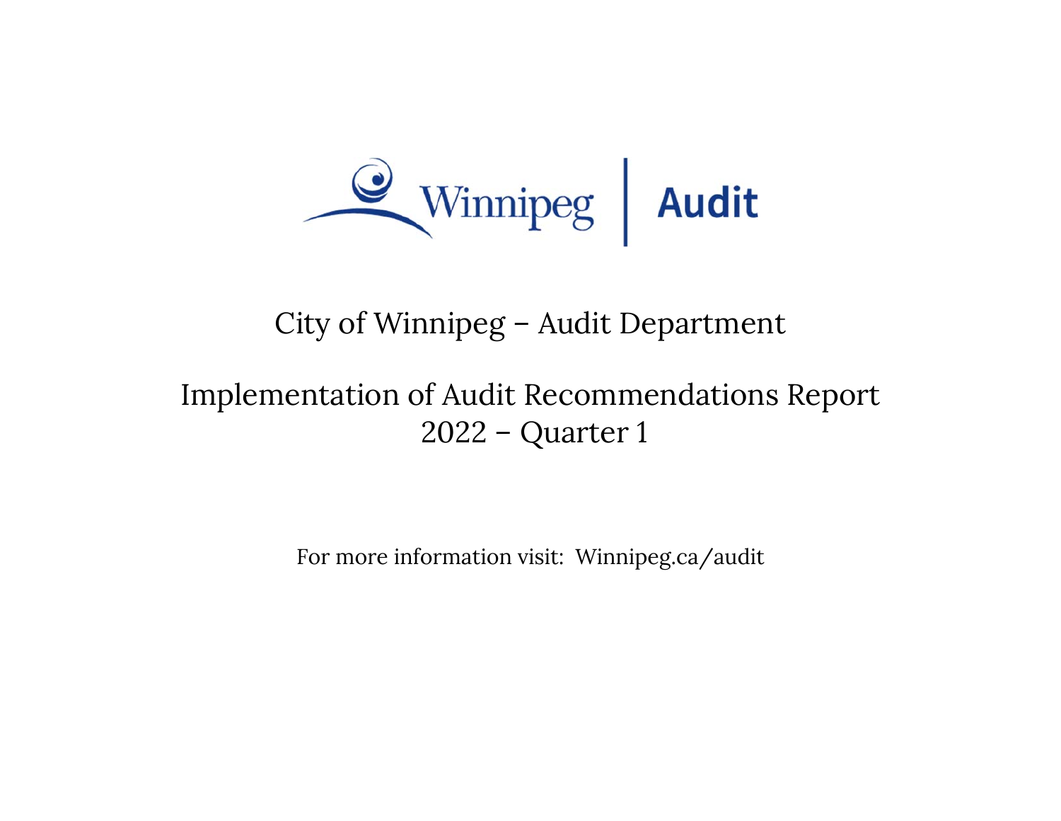Winnipeg | Audit

# City of Winnipeg – Audit Department

## Implementation of Audit Recommendations Report
## 2022 – Quarter 1

For more information visit: Winnipeg.ca/audit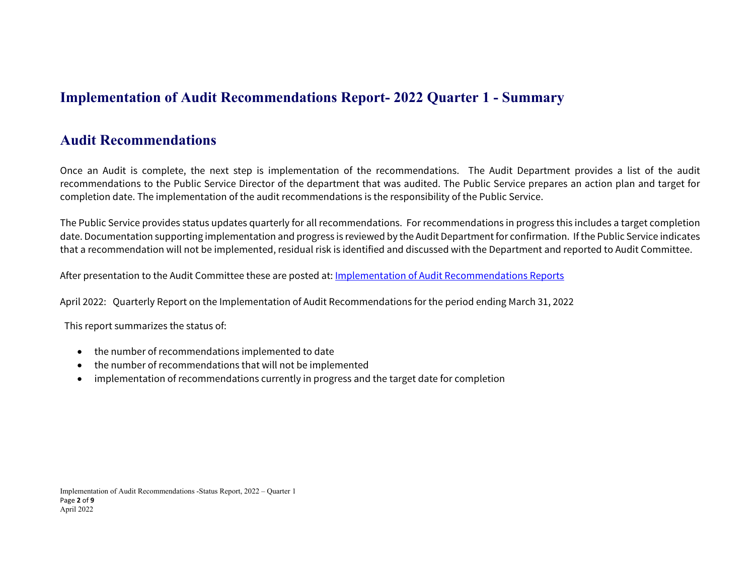# Implementation of Audit Recommendations Report- 2022 Quarter 1 - Summary

## Audit Recommendations

Once an Audit is complete, the next step is implementation of the recommendations. The Audit Department provides a list of the audit recommendations to the Public Service Director of the department that was audited. The Public Service prepares an action plan and target for completion date. The implementation of the audit recommendations is the responsibility of the Public Service.

The Public Service provides status updates quarterly for all recommendations. For recommendations in progress this includes a target completion date. Documentation supporting implementation and progress is reviewed by the Audit Department for confirmation. If the Public Service indicates that a recommendation will not be implemented, residual risk is identified and discussed with the Department and reported to Audit Committee.

After presentation to the Audit Committee these are posted at: Implementation of Audit Recommendations Reports

April 2022: Quarterly Report on the Implementation of Audit Recommendations for the period ending March 31, 2022

This report summarizes the status of:

- the number of recommendations implemented to date
- the number of recommendations that will not be implemented
- implementation of recommendations currently in progress and the target date for completion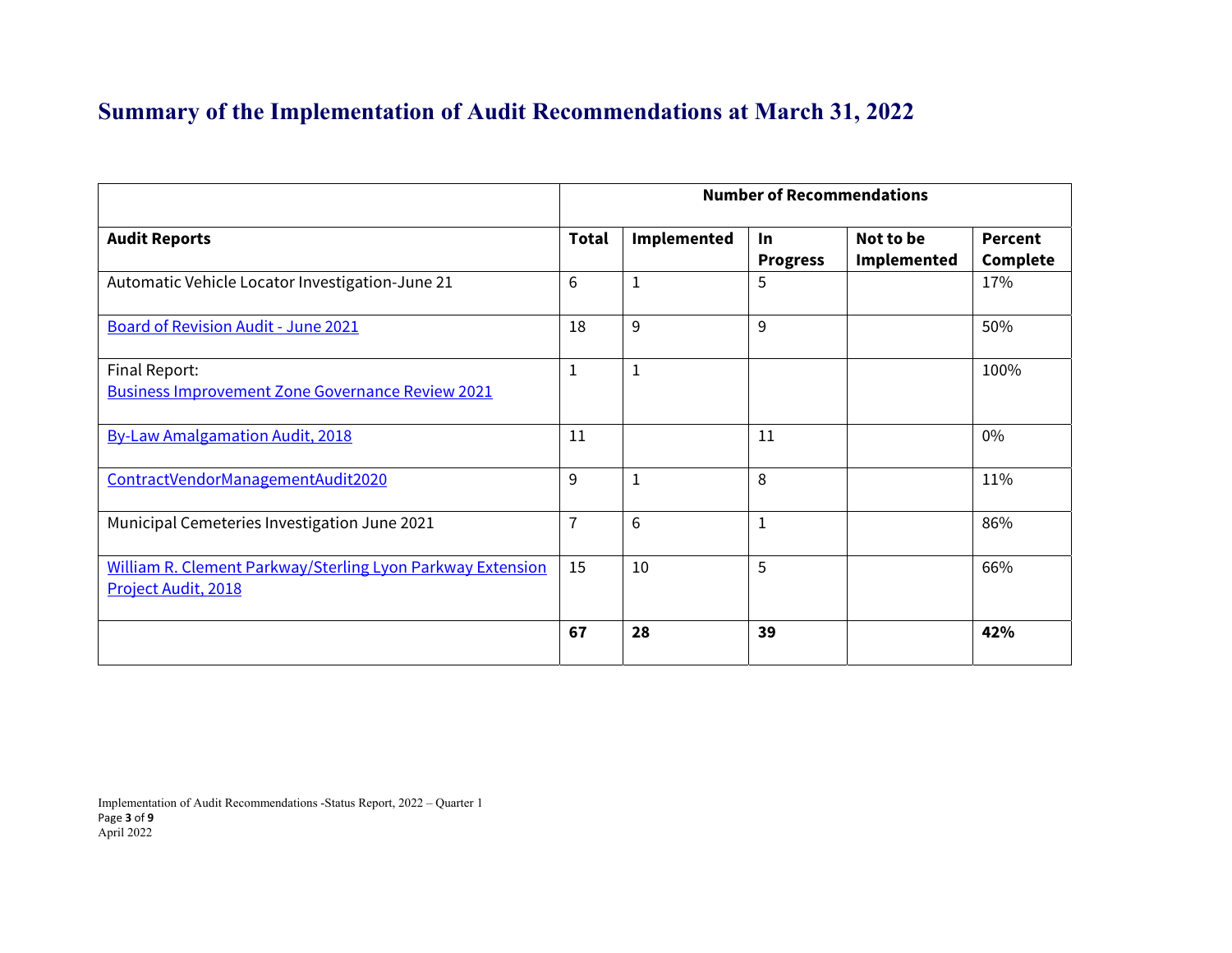# Summary of the Implementation of Audit Recommendations at March 31, 2022

| | Number of Recommendations | | | | |
|---|---|---|---|---|---|
| **Audit Reports** | **Total** | **Implemented** | **In Progress** | **Not to be Implemented** | **Percent Complete** |
| Automatic Vehicle Locator Investigation-June 21 | 6 | 1 | 5 | | 17% |
| Board of Revision Audit - June 2021 | 18 | 9 | 9 | | 50% |
| Final Report: Business Improvement Zone Governance Review 2021 | 1 | 1 | | | 100% |
| By-Law Amalgamation Audit, 2018 | 11 | | 11 | | 0% |
| ContractVendorManagementAudit2020 | 9 | 1 | 8 | | 11% |
| Municipal Cemeteries Investigation June 2021 | 7 | 6 | 1 | | 86% |
| William R. Clement Parkway/Sterling Lyon Parkway Extension Project Audit, 2018 | 15 | 10 | 5 | | 66% |
| | **67** | **28** | **39** | | **42%** |

Implementation of Audit Recommendations -Status Report, 2022 – Quarter 1

April 2022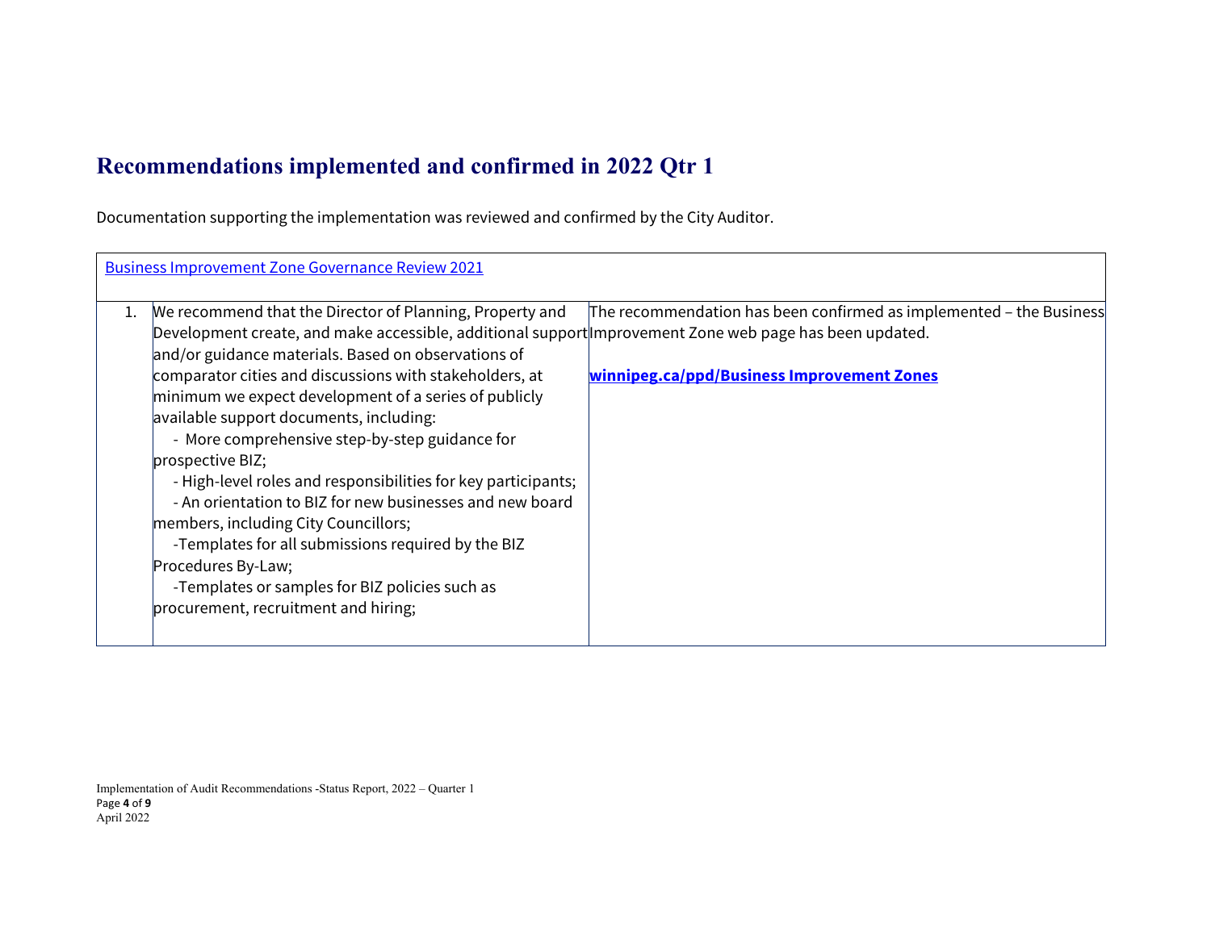# Recommendations implemented and confirmed in 2022 Qtr 1

Documentation supporting the implementation was reviewed and confirmed by the City Auditor.

| Business Improvement Zone Governance Review 2021 | | |
|---|---|---|
| 1. | We recommend that the Director of Planning, Property and Development create, and make accessible, additional support and/or guidance materials. Based on observations of comparator cities and discussions with stakeholders, at minimum we expect development of a series of publicly available support documents, including:<br>- More comprehensive step-by-step guidance for prospective BIZ;<br>- High-level roles and responsibilities for key participants;<br>- An orientation to BIZ for new businesses and new board members, including City Councillors;<br>-Templates for all submissions required by the BIZ Procedures By-Law;<br>-Templates or samples for BIZ policies such as procurement, recruitment and hiring; | The recommendation has been confirmed as implemented – the Business Improvement Zone web page has been updated.<br><br>**winnipeg.ca/ppd/Business Improvement Zones** |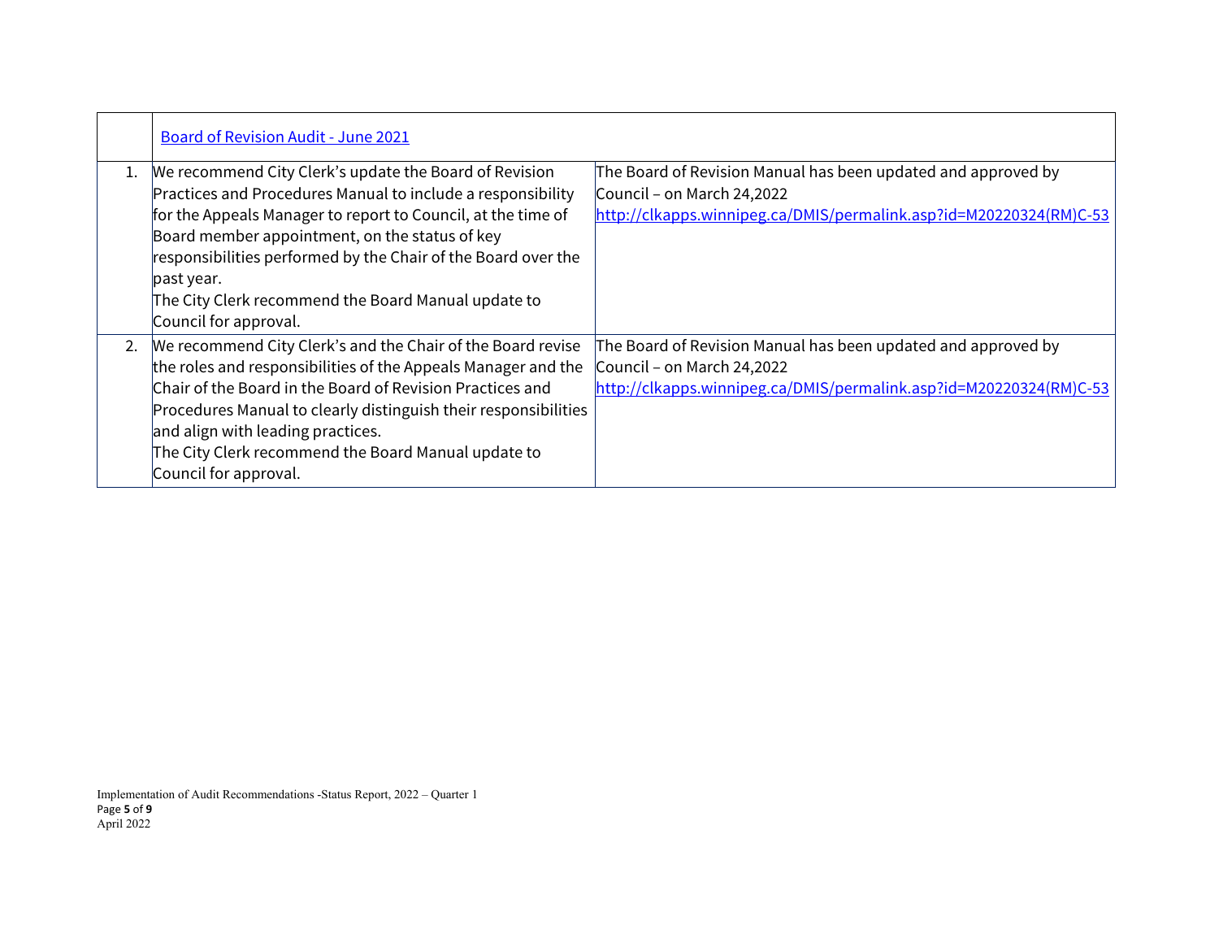| | [Board of Revision Audit - June 2021](#) | |
|---|---|---|
| 1. | We recommend City Clerk's update the Board of Revision Practices and Procedures Manual to include a responsibility for the Appeals Manager to report to Council, at the time of Board member appointment, on the status of key responsibilities performed by the Chair of the Board over the past year.<br>The City Clerk recommend the Board Manual update to Council for approval. | The Board of Revision Manual has been updated and approved by Council – on March 24,2022<br>http://clkapps.winnipeg.ca/DMIS/permalink.asp?id=M20220324(RM)C-53 |
| 2. | We recommend City Clerk's and the Chair of the Board revise the roles and responsibilities of the Appeals Manager and the Chair of the Board in the Board of Revision Practices and Procedures Manual to clearly distinguish their responsibilities and align with leading practices.<br>The City Clerk recommend the Board Manual update to Council for approval. | The Board of Revision Manual has been updated and approved by Council – on March 24,2022<br>http://clkapps.winnipeg.ca/DMIS/permalink.asp?id=M20220324(RM)C-53 |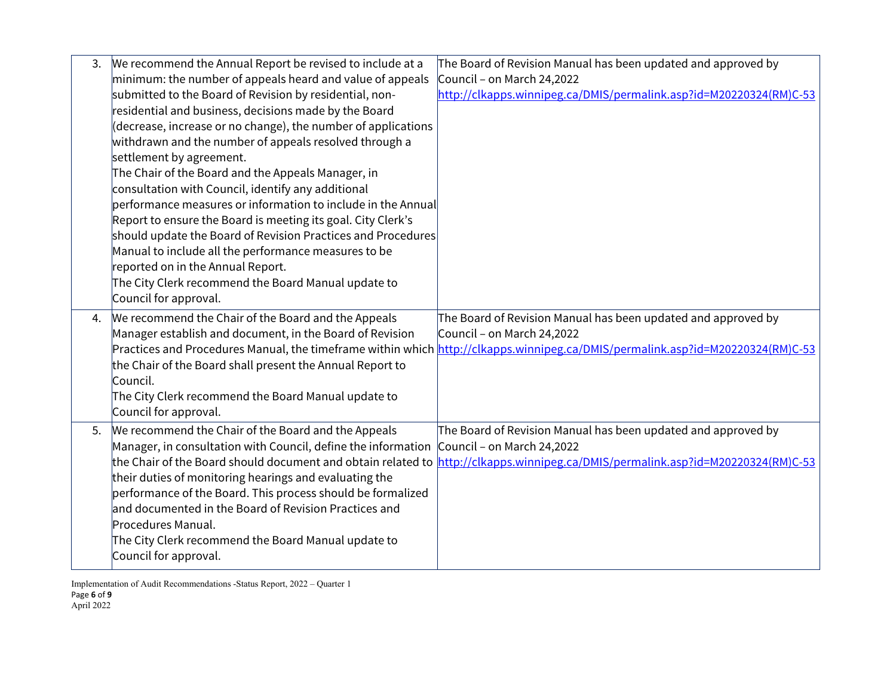| | | |
|---|---|---|
| 3. | We recommend the Annual Report be revised to include at a minimum: the number of appeals heard and value of appeals submitted to the Board of Revision by residential, non-residential and business, decisions made by the Board (decrease, increase or no change), the number of applications withdrawn and the number of appeals resolved through a settlement by agreement.<br>The Chair of the Board and the Appeals Manager, in consultation with Council, identify any additional performance measures or information to include in the Annual Report to ensure the Board is meeting its goal. City Clerk's should update the Board of Revision Practices and Procedures Manual to include all the performance measures to be reported on in the Annual Report.<br>The City Clerk recommend the Board Manual update to Council for approval. | The Board of Revision Manual has been updated and approved by Council – on March 24,2022<br>http://clkapps.winnipeg.ca/DMIS/permalink.asp?id=M20220324(RM)C-53 |
| 4. | We recommend the Chair of the Board and the Appeals Manager establish and document, in the Board of Revision Practices and Procedures Manual, the timeframe within which the Chair of the Board shall present the Annual Report to Council.<br>The City Clerk recommend the Board Manual update to Council for approval. | The Board of Revision Manual has been updated and approved by Council – on March 24,2022<br>http://clkapps.winnipeg.ca/DMIS/permalink.asp?id=M20220324(RM)C-53 |
| 5. | We recommend the Chair of the Board and the Appeals Manager, in consultation with Council, define the information the Chair of the Board should document and obtain related to their duties of monitoring hearings and evaluating the performance of the Board. This process should be formalized and documented in the Board of Revision Practices and Procedures Manual.<br>The City Clerk recommend the Board Manual update to Council for approval. | The Board of Revision Manual has been updated and approved by Council – on March 24,2022<br>http://clkapps.winnipeg.ca/DMIS/permalink.asp?id=M20220324(RM)C-53 |

Implementation of Audit Recommendations -Status Report, 2022 – Quarter 1
April 2022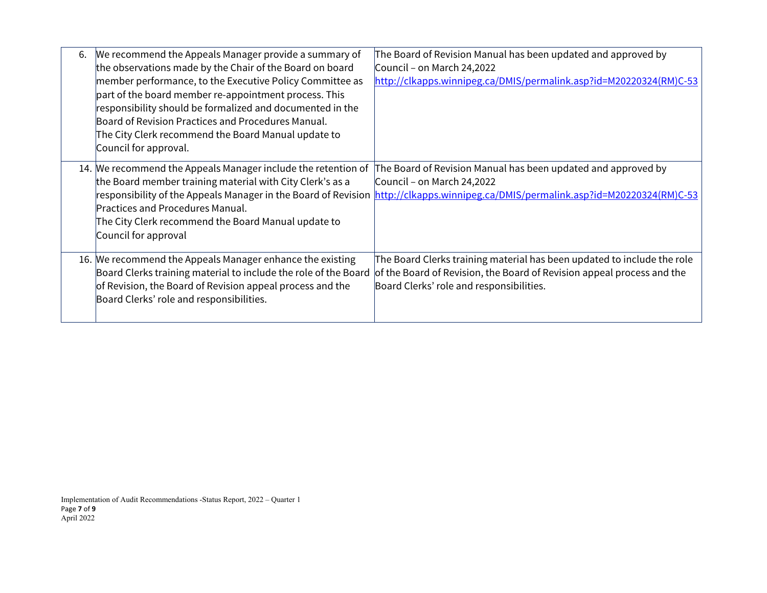| | | |
|---|---|---|
| 6. | We recommend the Appeals Manager provide a summary of the observations made by the Chair of the Board on board member performance, to the Executive Policy Committee as part of the board member re-appointment process. This responsibility should be formalized and documented in the Board of Revision Practices and Procedures Manual.<br>The City Clerk recommend the Board Manual update to Council for approval. | The Board of Revision Manual has been updated and approved by Council – on March 24,2022<br>http://clkapps.winnipeg.ca/DMIS/permalink.asp?id=M20220324(RM)C-53 |
| 14. | We recommend the Appeals Manager include the retention of the Board member training material with City Clerk's as a responsibility of the Appeals Manager in the Board of Revision Practices and Procedures Manual.<br>The City Clerk recommend the Board Manual update to Council for approval | The Board of Revision Manual has been updated and approved by Council – on March 24,2022<br>http://clkapps.winnipeg.ca/DMIS/permalink.asp?id=M20220324(RM)C-53 |
| 16. | We recommend the Appeals Manager enhance the existing Board Clerks training material to include the role of the Board of Revision, the Board of Revision appeal process and the Board Clerks' role and responsibilities. | The Board Clerks training material has been updated to include the role of the Board of Revision, the Board of Revision appeal process and the Board Clerks' role and responsibilities. |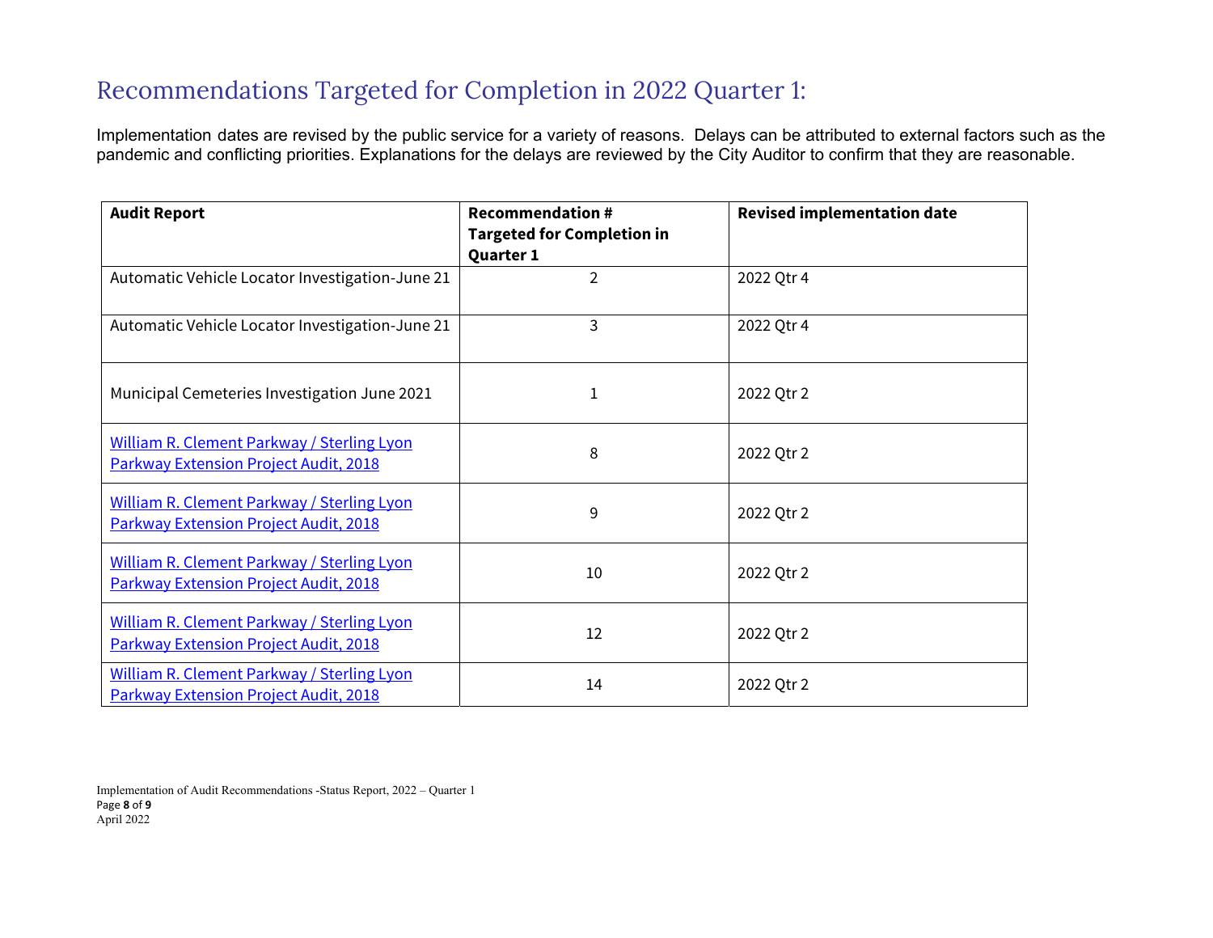# Recommendations Targeted for Completion in 2022 Quarter 1:

Implementation dates are revised by the public service for a variety of reasons. Delays can be attributed to external factors such as the pandemic and conflicting priorities. Explanations for the delays are reviewed by the City Auditor to confirm that they are reasonable.

| Audit Report | Recommendation # Targeted for Completion in Quarter 1 | Revised implementation date |
|---|---|---|
| Automatic Vehicle Locator Investigation-June 21 | 2 | 2022 Qtr 4 |
| Automatic Vehicle Locator Investigation-June 21 | 3 | 2022 Qtr 4 |
| Municipal Cemeteries Investigation June 2021 | 1 | 2022 Qtr 2 |
| William R. Clement Parkway / Sterling Lyon Parkway Extension Project Audit, 2018 | 8 | 2022 Qtr 2 |
| William R. Clement Parkway / Sterling Lyon Parkway Extension Project Audit, 2018 | 9 | 2022 Qtr 2 |
| William R. Clement Parkway / Sterling Lyon Parkway Extension Project Audit, 2018 | 10 | 2022 Qtr 2 |
| William R. Clement Parkway / Sterling Lyon Parkway Extension Project Audit, 2018 | 12 | 2022 Qtr 2 |
| William R. Clement Parkway / Sterling Lyon Parkway Extension Project Audit, 2018 | 14 | 2022 Qtr 2 |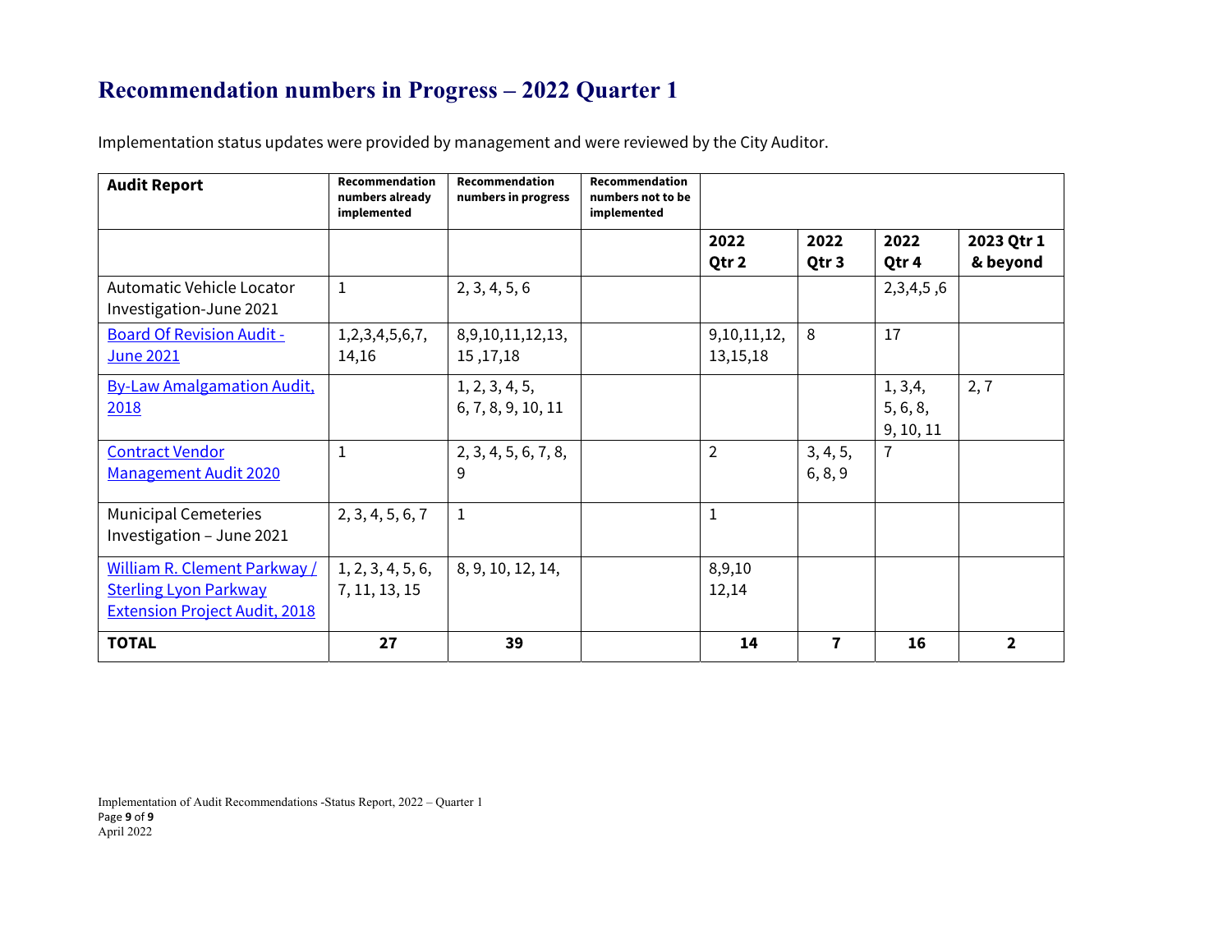# Recommendation numbers in Progress – 2022 Quarter 1

Implementation status updates were provided by management and were reviewed by the City Auditor.

| Audit Report | Recommendation numbers already implemented | Recommendation numbers in progress | Recommendation numbers not to be implemented | | | | |
|---|---|---|---|---|---|---|---|
| | | | | 2022 Qtr 2 | 2022 Qtr 3 | 2022 Qtr 4 | 2023 Qtr 1 & beyond |
| Automatic Vehicle Locator Investigation-June 2021 | 1 | 2, 3, 4, 5, 6 | | | | 2,3,4,5 ,6 | |
| Board Of Revision Audit - June 2021 | 1,2,3,4,5,6,7, 14,16 | 8,9,10,11,12,13, 15 ,17,18 | | 9,10,11,12, 13,15,18 | 8 | 17 | |
| By-Law Amalgamation Audit, 2018 | | 1, 2, 3, 4, 5, 6, 7, 8, 9, 10, 11 | | | | 1, 3,4, 5, 6, 8, 9, 10, 11 | 2, 7 |
| Contract Vendor Management Audit 2020 | 1 | 2, 3, 4, 5, 6, 7, 8, 9 | | 2 | 3, 4, 5, 6, 8, 9 | 7 | |
| Municipal Cemeteries Investigation – June 2021 | 2, 3, 4, 5, 6, 7 | 1 | | 1 | | | |
| William R. Clement Parkway / Sterling Lyon Parkway Extension Project Audit, 2018 | 1, 2, 3, 4, 5, 6, 7, 11, 13, 15 | 8, 9, 10, 12, 14, | | 8,9,10 12,14 | | | |
| **TOTAL** | **27** | **39** | | **14** | **7** | **16** | **2** |

Implementation of Audit Recommendations -Status Report, 2022 – Quarter 1

April 2022